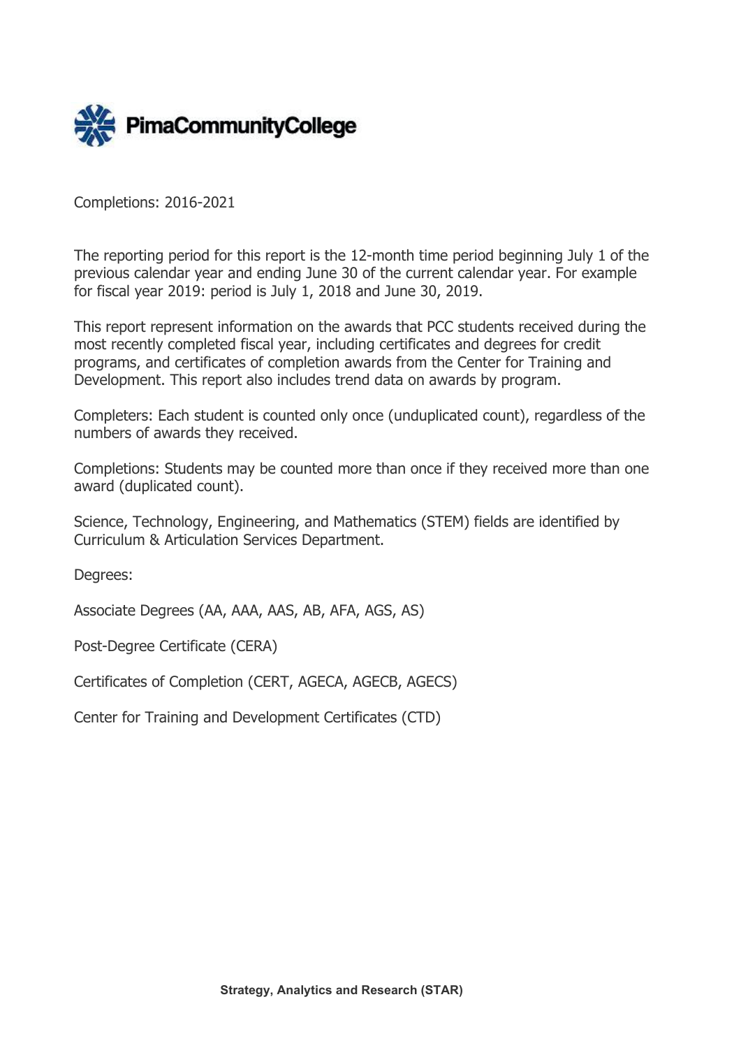PimaCommunityCollege

Completions: 2016-2021

The reporting period for this report is the 12-month time period beginning July 1 of the previous calendar year and ending June 30 of the current calendar year. For example for fiscal year 2019: period is July 1, 2018 and June 30, 2019.

This report represent information on the awards that PCC students received during the most recently completed fiscal year, including certificates and degrees for credit programs, and certificates of completion awards from the Center for Training and Development. This report also includes trend data on awards by program.

Completers: Each student is counted only once (unduplicated count), regardless of the numbers of awards they received.

Completions: Students may be counted more than once if they received more than one award (duplicated count).

Science, Technology, Engineering, and Mathematics (STEM) fields are identified by Curriculum & Articulation Services Department.

Degrees:

Associate Degrees (AA, AAA, AAS, AB, AFA, AGS, AS)

Post-Degree Certificate (CERA)

Certificates of Completion (CERT, AGECA, AGECB, AGECS)

Center for Training and Development Certificates (CTD)

**Strategy, Analytics and Research (STAR)**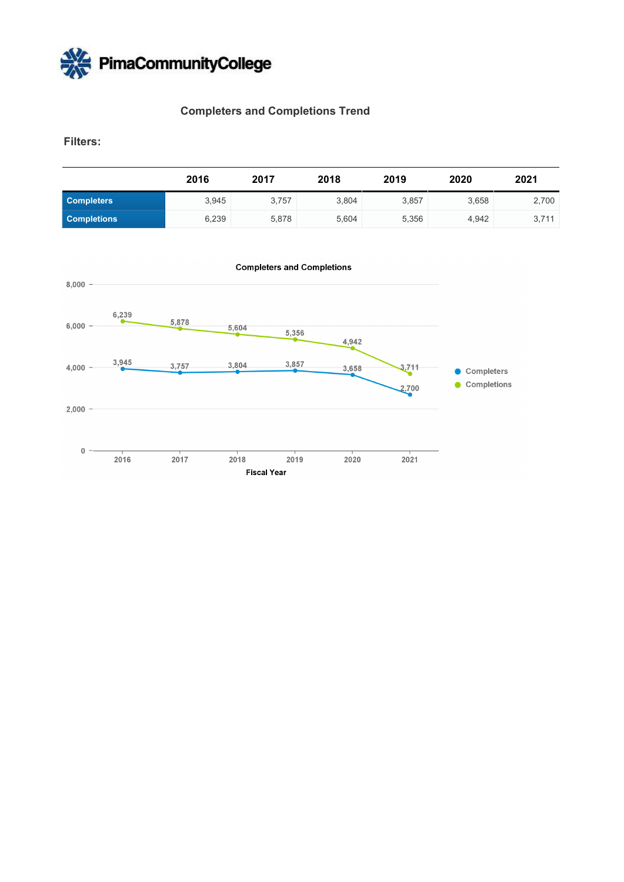# Completers and Completions Trend

**Filters:**

| | 2016 | 2017 | 2018 | 2019 | 2020 | 2021 |
|---|---|---|---|---|---|---|
| **Completers** | 3,945 | 3,757 | 3,804 | 3,857 | 3,658 | 2,700 |
| **Completions** | 6,239 | 5,878 | 5,604 | 5,356 | 4,942 | 3,711 |

**Completers and Completions**

| Fiscal Year | 2016 | 2017 | 2018 | 2019 | 2020 | 2021 |
|---|---|---|---|---|---|---|
| Completers | 3,945 | 3,757 | 3,804 | 3,857 | 3,658 | 2,700 |
| Completions | 6,239 | 5,878 | 5,604 | 5,356 | 4,942 | 3,711 |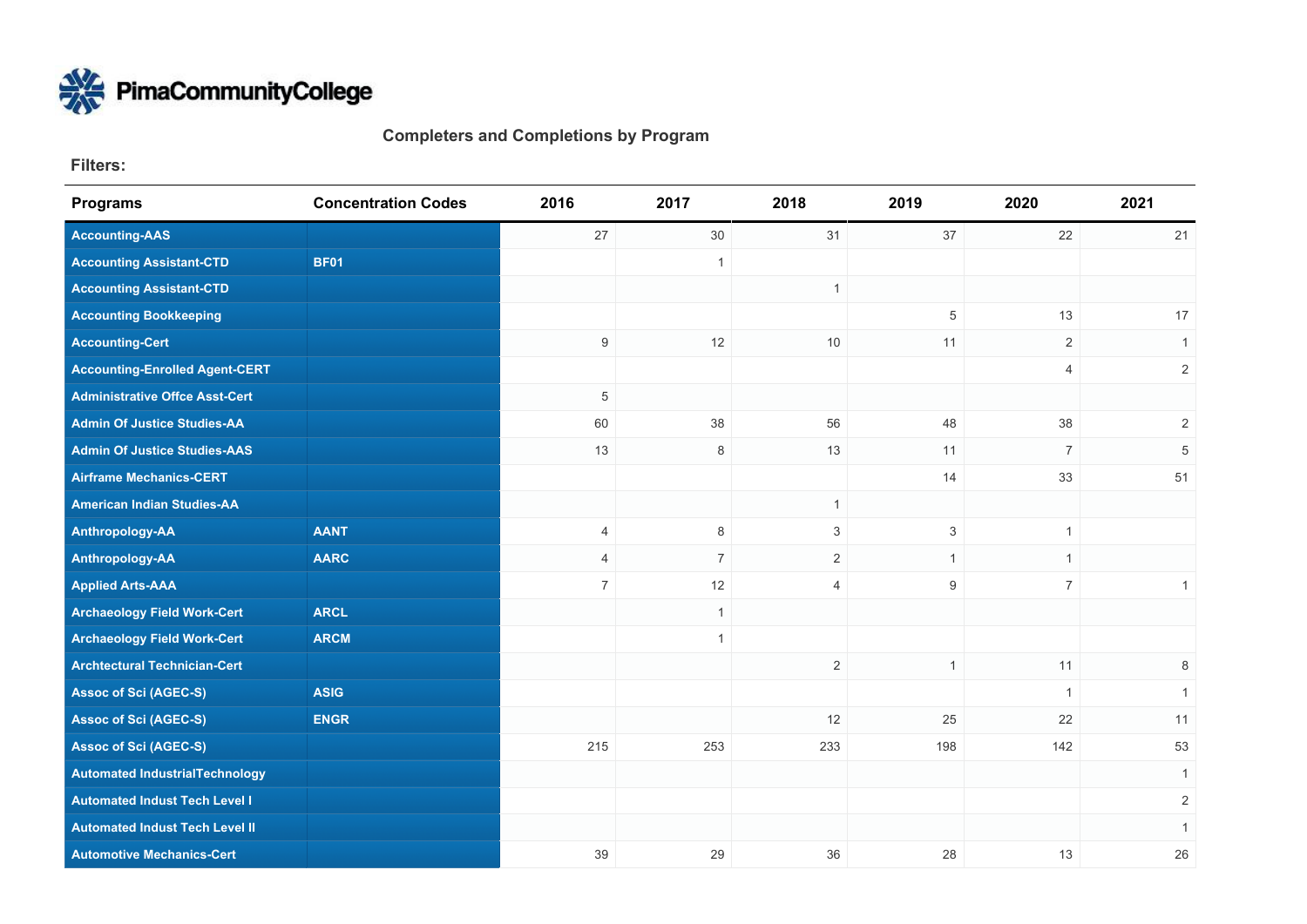**PimaCommunityCollege**

## Completers and Completions by Program

**Filters:**

| Programs | Concentration Codes | 2016 | 2017 | 2018 | 2019 | 2020 | 2021 |
|---|---|---|---|---|---|---|---|
| Accounting-AAS | | 27 | 30 | 31 | 37 | 22 | 21 |
| Accounting Assistant-CTD | BF01 | | 1 | | | | |
| Accounting Assistant-CTD | | | | 1 | | | |
| Accounting Bookkeeping | | | | | 5 | 13 | 17 |
| Accounting-Cert | | 9 | 12 | 10 | 11 | 2 | 1 |
| Accounting-Enrolled Agent-CERT | | | | | | 4 | 2 |
| Administrative Offce Asst-Cert | | 5 | | | | | |
| Admin Of Justice Studies-AA | | 60 | 38 | 56 | 48 | 38 | 2 |
| Admin Of Justice Studies-AAS | | 13 | 8 | 13 | 11 | 7 | 5 |
| Airframe Mechanics-CERT | | | | | 14 | 33 | 51 |
| American Indian Studies-AA | | | | 1 | | | |
| Anthropology-AA | AANT | 4 | 8 | 3 | 3 | 1 | |
| Anthropology-AA | AARC | 4 | 7 | 2 | 1 | 1 | |
| Applied Arts-AAA | | 7 | 12 | 4 | 9 | 7 | 1 |
| Archaeology Field Work-Cert | ARCL | | 1 | | | | |
| Archaeology Field Work-Cert | ARCM | | 1 | | | | |
| Archtectural Technician-Cert | | | | 2 | 1 | 11 | 8 |
| Assoc of Sci (AGEC-S) | ASIG | | | | | 1 | 1 |
| Assoc of Sci (AGEC-S) | ENGR | | | 12 | 25 | 22 | 11 |
| Assoc of Sci (AGEC-S) | | 215 | 253 | 233 | 198 | 142 | 53 |
| Automated IndustrialTechnology | | | | | | | 1 |
| Automated Indust Tech Level I | | | | | | | 2 |
| Automated Indust Tech Level II | | | | | | | 1 |
| Automotive Mechanics-Cert | | 39 | 29 | 36 | 28 | 13 | 26 |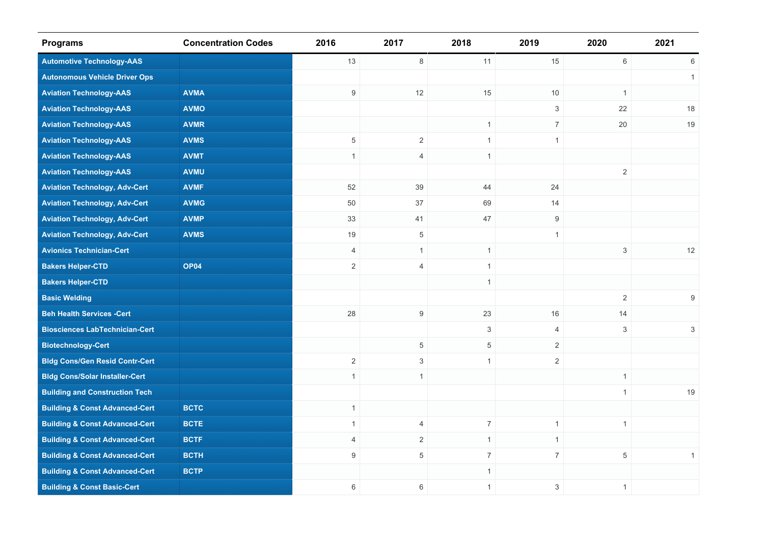| Programs | Concentration Codes | 2016 | 2017 | 2018 | 2019 | 2020 | 2021 |
|---|---|---|---|---|---|---|---|
| Automotive Technology-AAS | | 13 | 8 | 11 | 15 | 6 | 6 |
| Autonomous Vehicle Driver Ops | | | | | | | 1 |
| Aviation Technology-AAS | AVMA | 9 | 12 | 15 | 10 | 1 | |
| Aviation Technology-AAS | AVMO | | | | 3 | 22 | 18 |
| Aviation Technology-AAS | AVMR | | | 1 | 7 | 20 | 19 |
| Aviation Technology-AAS | AVMS | 5 | 2 | 1 | 1 | | |
| Aviation Technology-AAS | AVMT | 1 | 4 | 1 | | | |
| Aviation Technology-AAS | AVMU | | | | | 2 | |
| Aviation Technology, Adv-Cert | AVMF | 52 | 39 | 44 | 24 | | |
| Aviation Technology, Adv-Cert | AVMG | 50 | 37 | 69 | 14 | | |
| Aviation Technology, Adv-Cert | AVMP | 33 | 41 | 47 | 9 | | |
| Aviation Technology, Adv-Cert | AVMS | 19 | 5 | | 1 | | |
| Avionics Technician-Cert | | 4 | 1 | 1 | | 3 | 12 |
| Bakers Helper-CTD | OP04 | 2 | 4 | 1 | | | |
| Bakers Helper-CTD | | | | 1 | | | |
| Basic Welding | | | | | | 2 | 9 |
| Beh Health Services -Cert | | 28 | 9 | 23 | 16 | 14 | |
| Biosciences LabTechnician-Cert | | | | 3 | 4 | 3 | 3 |
| Biotechnology-Cert | | | 5 | 5 | 2 | | |
| Bldg Cons/Gen Resid Contr-Cert | | 2 | 3 | 1 | 2 | | |
| Bldg Cons/Solar Installer-Cert | | 1 | 1 | | | 1 | |
| Building and Construction Tech | | | | | | 1 | 19 |
| Building & Const Advanced-Cert | BCTC | 1 | | | | | |
| Building & Const Advanced-Cert | BCTE | 1 | 4 | 7 | 1 | 1 | |
| Building & Const Advanced-Cert | BCTF | 4 | 2 | 1 | 1 | | |
| Building & Const Advanced-Cert | BCTH | 9 | 5 | 7 | 7 | 5 | 1 |
| Building & Const Advanced-Cert | BCTP | | | 1 | | | |
| Building & Const Basic-Cert | | 6 | 6 | 1 | 3 | 1 | |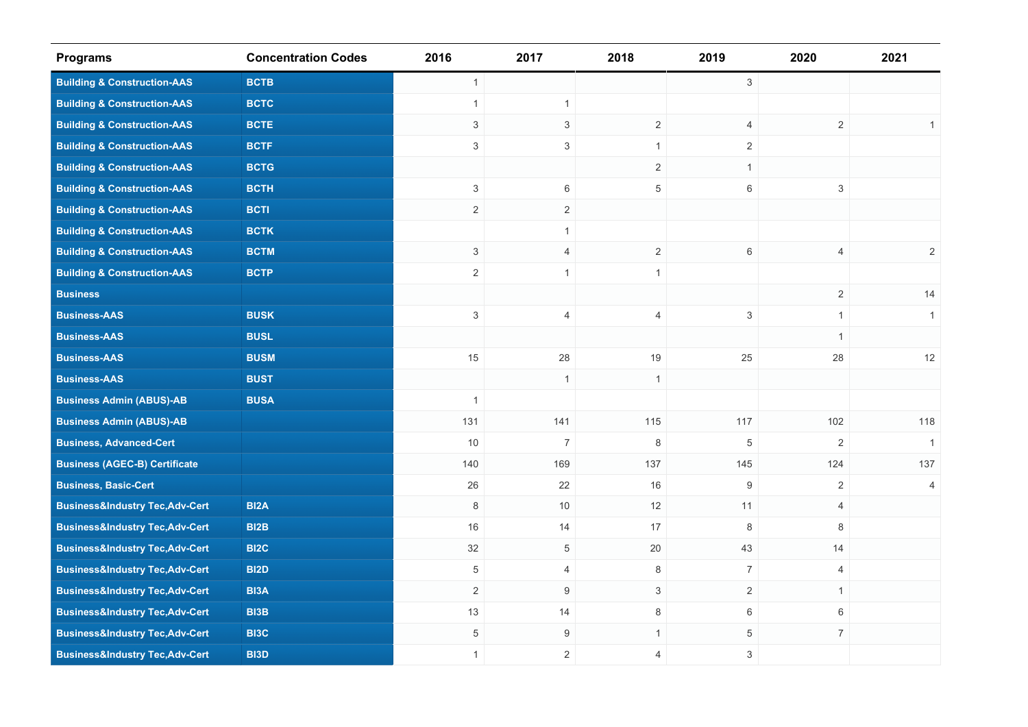| Programs | Concentration Codes | 2016 | 2017 | 2018 | 2019 | 2020 | 2021 |
|---|---|---|---|---|---|---|---|
| Building & Construction-AAS | BCTB | 1 | | | 3 | | |
| Building & Construction-AAS | BCTC | 1 | 1 | | | | |
| Building & Construction-AAS | BCTE | 3 | 3 | 2 | 4 | 2 | 1 |
| Building & Construction-AAS | BCTF | 3 | 3 | 1 | 2 | | |
| Building & Construction-AAS | BCTG | | | 2 | 1 | | |
| Building & Construction-AAS | BCTH | 3 | 6 | 5 | 6 | 3 | |
| Building & Construction-AAS | BCTI | 2 | 2 | | | | |
| Building & Construction-AAS | BCTK | | 1 | | | | |
| Building & Construction-AAS | BCTM | 3 | 4 | 2 | 6 | 4 | 2 |
| Building & Construction-AAS | BCTP | 2 | 1 | 1 | | | |
| Business | | | | | | 2 | 14 |
| Business-AAS | BUSK | 3 | 4 | 4 | 3 | 1 | 1 |
| Business-AAS | BUSL | | | | | 1 | |
| Business-AAS | BUSM | 15 | 28 | 19 | 25 | 28 | 12 |
| Business-AAS | BUST | | 1 | 1 | | | |
| Business Admin (ABUS)-AB | BUSA | 1 | | | | | |
| Business Admin (ABUS)-AB | | 131 | 141 | 115 | 117 | 102 | 118 |
| Business, Advanced-Cert | | 10 | 7 | 8 | 5 | 2 | 1 |
| Business (AGEC-B) Certificate | | 140 | 169 | 137 | 145 | 124 | 137 |
| Business, Basic-Cert | | 26 | 22 | 16 | 9 | 2 | 4 |
| Business&Industry Tec,Adv-Cert | BI2A | 8 | 10 | 12 | 11 | 4 | |
| Business&Industry Tec,Adv-Cert | BI2B | 16 | 14 | 17 | 8 | 8 | |
| Business&Industry Tec,Adv-Cert | BI2C | 32 | 5 | 20 | 43 | 14 | |
| Business&Industry Tec,Adv-Cert | BI2D | 5 | 4 | 8 | 7 | 4 | |
| Business&Industry Tec,Adv-Cert | BI3A | 2 | 9 | 3 | 2 | 1 | |
| Business&Industry Tec,Adv-Cert | BI3B | 13 | 14 | 8 | 6 | 6 | |
| Business&Industry Tec,Adv-Cert | BI3C | 5 | 9 | 1 | 5 | 7 | |
| Business&Industry Tec,Adv-Cert | BI3D | 1 | 2 | 4 | 3 | | |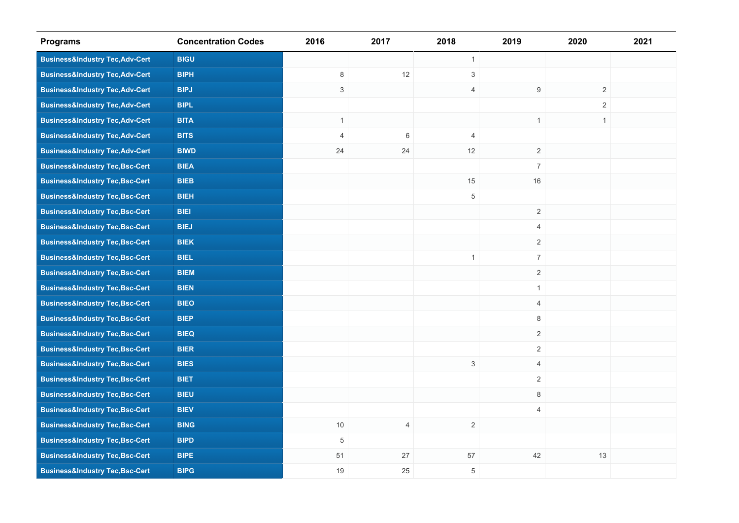| Programs | Concentration Codes | 2016 | 2017 | 2018 | 2019 | 2020 | 2021 |
|---|---|---|---|---|---|---|---|
| Business&Industry Tec,Adv-Cert | BIGU | | | 1 | | | |
| Business&Industry Tec,Adv-Cert | BIPH | 8 | 12 | 3 | | | |
| Business&Industry Tec,Adv-Cert | BIPJ | 3 | | 4 | 9 | 2 | |
| Business&Industry Tec,Adv-Cert | BIPL | | | | | 2 | |
| Business&Industry Tec,Adv-Cert | BITA | 1 | | | 1 | 1 | |
| Business&Industry Tec,Adv-Cert | BITS | 4 | 6 | 4 | | | |
| Business&Industry Tec,Adv-Cert | BIWD | 24 | 24 | 12 | 2 | | |
| Business&Industry Tec,Bsc-Cert | BIEA | | | | 7 | | |
| Business&Industry Tec,Bsc-Cert | BIEB | | | 15 | 16 | | |
| Business&Industry Tec,Bsc-Cert | BIEH | | | 5 | | | |
| Business&Industry Tec,Bsc-Cert | BIEI | | | | 2 | | |
| Business&Industry Tec,Bsc-Cert | BIEJ | | | | 4 | | |
| Business&Industry Tec,Bsc-Cert | BIEK | | | | 2 | | |
| Business&Industry Tec,Bsc-Cert | BIEL | | | 1 | 7 | | |
| Business&Industry Tec,Bsc-Cert | BIEM | | | | 2 | | |
| Business&Industry Tec,Bsc-Cert | BIEN | | | | 1 | | |
| Business&Industry Tec,Bsc-Cert | BIEO | | | | 4 | | |
| Business&Industry Tec,Bsc-Cert | BIEP | | | | 8 | | |
| Business&Industry Tec,Bsc-Cert | BIEQ | | | | 2 | | |
| Business&Industry Tec,Bsc-Cert | BIER | | | | 2 | | |
| Business&Industry Tec,Bsc-Cert | BIES | | | 3 | 4 | | |
| Business&Industry Tec,Bsc-Cert | BIET | | | | 2 | | |
| Business&Industry Tec,Bsc-Cert | BIEU | | | | 8 | | |
| Business&Industry Tec,Bsc-Cert | BIEV | | | | 4 | | |
| Business&Industry Tec,Bsc-Cert | BING | 10 | 4 | 2 | | | |
| Business&Industry Tec,Bsc-Cert | BIPD | 5 | | | | | |
| Business&Industry Tec,Bsc-Cert | BIPE | 51 | 27 | 57 | 42 | 13 | |
| Business&Industry Tec,Bsc-Cert | BIPG | 19 | 25 | 5 | | | |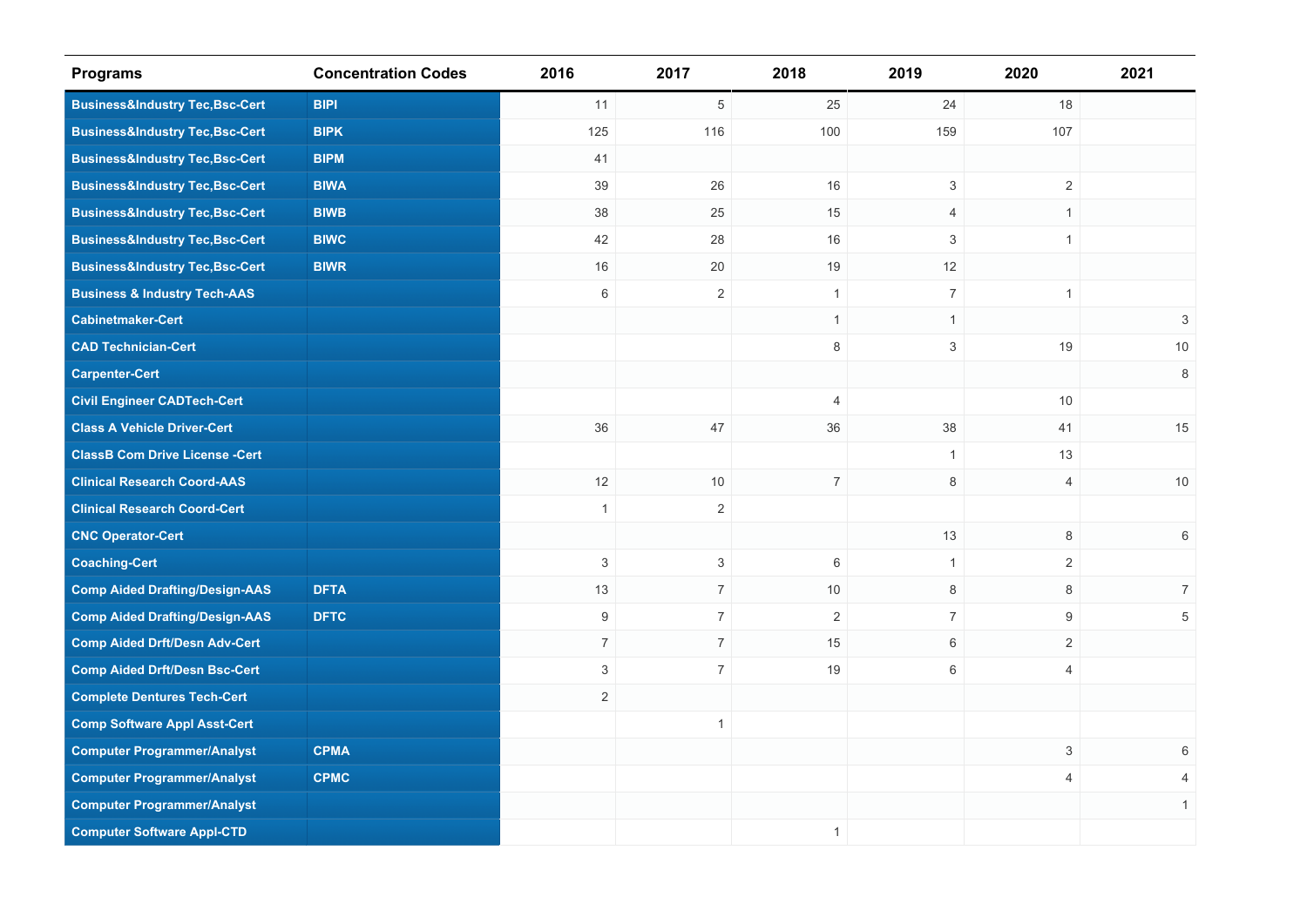| Programs | Concentration Codes | 2016 | 2017 | 2018 | 2019 | 2020 | 2021 |
|---|---|---|---|---|---|---|---|
| Business&Industry Tec,Bsc-Cert | BIPI | 11 | 5 | 25 | 24 | 18 | |
| Business&Industry Tec,Bsc-Cert | BIPK | 125 | 116 | 100 | 159 | 107 | |
| Business&Industry Tec,Bsc-Cert | BIPM | 41 | | | | | |
| Business&Industry Tec,Bsc-Cert | BIWA | 39 | 26 | 16 | 3 | 2 | |
| Business&Industry Tec,Bsc-Cert | BIWB | 38 | 25 | 15 | 4 | 1 | |
| Business&Industry Tec,Bsc-Cert | BIWC | 42 | 28 | 16 | 3 | 1 | |
| Business&Industry Tec,Bsc-Cert | BIWR | 16 | 20 | 19 | 12 | | |
| Business & Industry Tech-AAS | | 6 | 2 | 1 | 7 | 1 | |
| Cabinetmaker-Cert | | | | 1 | 1 | | 3 |
| CAD Technician-Cert | | | | 8 | 3 | 19 | 10 |
| Carpenter-Cert | | | | | | | 8 |
| Civil Engineer CADTech-Cert | | | | 4 | | 10 | |
| Class A Vehicle Driver-Cert | | 36 | 47 | 36 | 38 | 41 | 15 |
| ClassB Com Drive License -Cert | | | | | 1 | 13 | |
| Clinical Research Coord-AAS | | 12 | 10 | 7 | 8 | 4 | 10 |
| Clinical Research Coord-Cert | | 1 | 2 | | | | |
| CNC Operator-Cert | | | | | 13 | 8 | 6 |
| Coaching-Cert | | 3 | 3 | 6 | 1 | 2 | |
| Comp Aided Drafting/Design-AAS | DFTA | 13 | 7 | 10 | 8 | 8 | 7 |
| Comp Aided Drafting/Design-AAS | DFTC | 9 | 7 | 2 | 7 | 9 | 5 |
| Comp Aided Drft/Desn Adv-Cert | | 7 | 7 | 15 | 6 | 2 | |
| Comp Aided Drft/Desn Bsc-Cert | | 3 | 7 | 19 | 6 | 4 | |
| Complete Dentures Tech-Cert | | 2 | | | | | |
| Comp Software Appl Asst-Cert | | | 1 | | | | |
| Computer Programmer/Analyst | CPMA | | | | | 3 | 6 |
| Computer Programmer/Analyst | CPMC | | | | | 4 | 4 |
| Computer Programmer/Analyst | | | | | | | 1 |
| Computer Software Appl-CTD | | | | 1 | | | |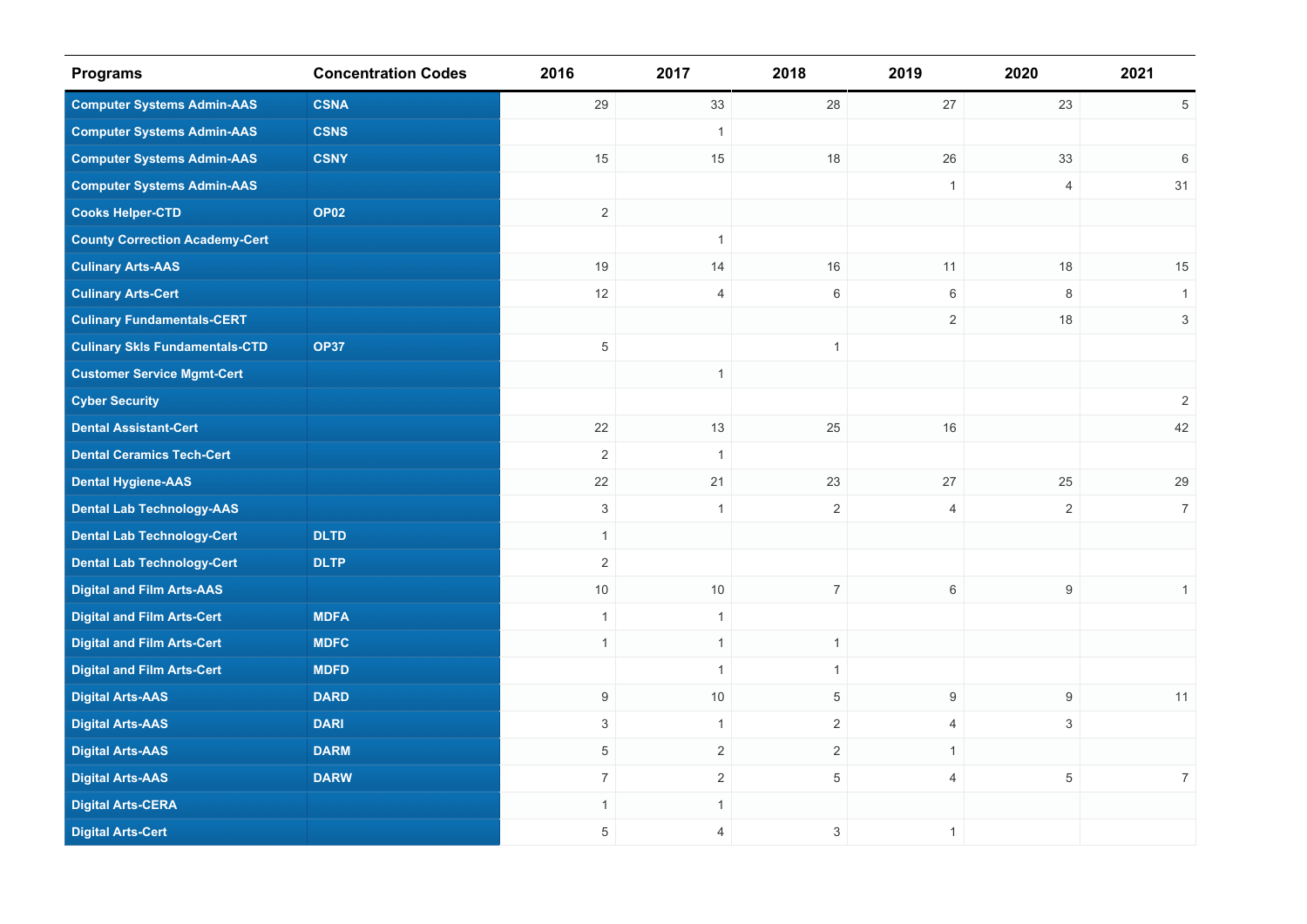| Programs | Concentration Codes | 2016 | 2017 | 2018 | 2019 | 2020 | 2021 |
|---|---|---|---|---|---|---|---|
| Computer Systems Admin-AAS | CSNA | 29 | 33 | 28 | 27 | 23 | 5 |
| Computer Systems Admin-AAS | CSNS | | 1 | | | | |
| Computer Systems Admin-AAS | CSNY | 15 | 15 | 18 | 26 | 33 | 6 |
| Computer Systems Admin-AAS | | | | | 1 | 4 | 31 |
| Cooks Helper-CTD | OP02 | 2 | | | | | |
| County Correction Academy-Cert | | | 1 | | | | |
| Culinary Arts-AAS | | 19 | 14 | 16 | 11 | 18 | 15 |
| Culinary Arts-Cert | | 12 | 4 | 6 | 6 | 8 | 1 |
| Culinary Fundamentals-CERT | | | | | 2 | 18 | 3 |
| Culinary Skls Fundamentals-CTD | OP37 | 5 | | 1 | | | |
| Customer Service Mgmt-Cert | | | 1 | | | | |
| Cyber Security | | | | | | | 2 |
| Dental Assistant-Cert | | 22 | 13 | 25 | 16 | | 42 |
| Dental Ceramics Tech-Cert | | 2 | 1 | | | | |
| Dental Hygiene-AAS | | 22 | 21 | 23 | 27 | 25 | 29 |
| Dental Lab Technology-AAS | | 3 | 1 | 2 | 4 | 2 | 7 |
| Dental Lab Technology-Cert | DLTD | 1 | | | | | |
| Dental Lab Technology-Cert | DLTP | 2 | | | | | |
| Digital and Film Arts-AAS | | 10 | 10 | 7 | 6 | 9 | 1 |
| Digital and Film Arts-Cert | MDFA | 1 | 1 | | | | |
| Digital and Film Arts-Cert | MDFC | 1 | 1 | 1 | | | |
| Digital and Film Arts-Cert | MDFD | | 1 | 1 | | | |
| Digital Arts-AAS | DARD | 9 | 10 | 5 | 9 | 9 | 11 |
| Digital Arts-AAS | DARI | 3 | 1 | 2 | 4 | 3 | |
| Digital Arts-AAS | DARM | 5 | 2 | 2 | 1 | | |
| Digital Arts-AAS | DARW | 7 | 2 | 5 | 4 | 5 | 7 |
| Digital Arts-CERA | | 1 | 1 | | | | |
| Digital Arts-Cert | | 5 | 4 | 3 | 1 | | |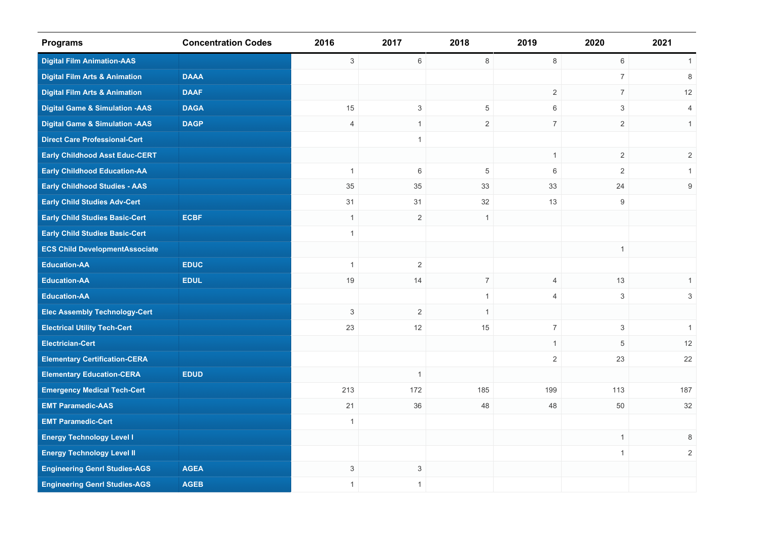| Programs | Concentration Codes | 2016 | 2017 | 2018 | 2019 | 2020 | 2021 |
|---|---|---|---|---|---|---|---|
| Digital Film Animation-AAS | | 3 | 6 | 8 | 8 | 6 | 1 |
| Digital Film Arts & Animation | DAAA | | | | | 7 | 8 |
| Digital Film Arts & Animation | DAAF | | | | 2 | 7 | 12 |
| Digital Game & Simulation -AAS | DAGA | 15 | 3 | 5 | 6 | 3 | 4 |
| Digital Game & Simulation -AAS | DAGP | 4 | 1 | 2 | 7 | 2 | 1 |
| Direct Care Professional-Cert | | | 1 | | | | |
| Early Childhood Asst Educ-CERT | | | | | 1 | 2 | 2 |
| Early Childhood Education-AA | | 1 | 6 | 5 | 6 | 2 | 1 |
| Early Childhood Studies - AAS | | 35 | 35 | 33 | 33 | 24 | 9 |
| Early Child Studies Adv-Cert | | 31 | 31 | 32 | 13 | 9 | |
| Early Child Studies Basic-Cert | ECBF | 1 | 2 | 1 | | | |
| Early Child Studies Basic-Cert | | 1 | | | | | |
| ECS Child DevelopmentAssociate | | | | | | 1 | |
| Education-AA | EDUC | 1 | 2 | | | | |
| Education-AA | EDUL | 19 | 14 | 7 | 4 | 13 | 1 |
| Education-AA | | | | 1 | 4 | 3 | 3 |
| Elec Assembly Technology-Cert | | 3 | 2 | 1 | | | |
| Electrical Utility Tech-Cert | | 23 | 12 | 15 | 7 | 3 | 1 |
| Electrician-Cert | | | | | 1 | 5 | 12 |
| Elementary Certification-CERA | | | | | 2 | 23 | 22 |
| Elementary Education-CERA | EDUD | | 1 | | | | |
| Emergency Medical Tech-Cert | | 213 | 172 | 185 | 199 | 113 | 187 |
| EMT Paramedic-AAS | | 21 | 36 | 48 | 48 | 50 | 32 |
| EMT Paramedic-Cert | | 1 | | | | | |
| Energy Technology Level I | | | | | | 1 | 8 |
| Energy Technology Level II | | | | | | 1 | 2 |
| Engineering Genrl Studies-AGS | AGEA | 3 | 3 | | | | |
| Engineering Genrl Studies-AGS | AGEB | 1 | 1 | | | | |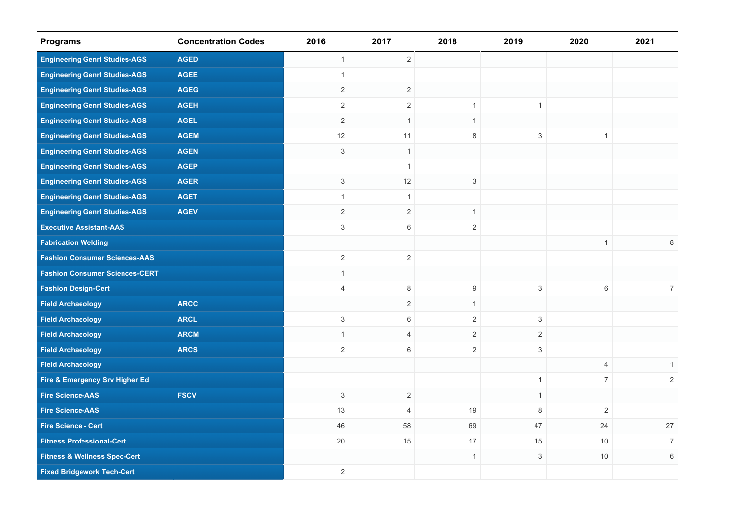| Programs | Concentration Codes | 2016 | 2017 | 2018 | 2019 | 2020 | 2021 |
|---|---|---|---|---|---|---|---|
| Engineering Genrl Studies-AGS | AGED | 1 | 2 | | | | |
| Engineering Genrl Studies-AGS | AGEE | 1 | | | | | |
| Engineering Genrl Studies-AGS | AGEG | 2 | 2 | | | | |
| Engineering Genrl Studies-AGS | AGEH | 2 | 2 | 1 | 1 | | |
| Engineering Genrl Studies-AGS | AGEL | 2 | 1 | 1 | | | |
| Engineering Genrl Studies-AGS | AGEM | 12 | 11 | 8 | 3 | 1 | |
| Engineering Genrl Studies-AGS | AGEN | 3 | 1 | | | | |
| Engineering Genrl Studies-AGS | AGEP | | 1 | | | | |
| Engineering Genrl Studies-AGS | AGER | 3 | 12 | 3 | | | |
| Engineering Genrl Studies-AGS | AGET | 1 | 1 | | | | |
| Engineering Genrl Studies-AGS | AGEV | 2 | 2 | 1 | | | |
| Executive Assistant-AAS | | 3 | 6 | 2 | | | |
| Fabrication Welding | | | | | | 1 | 8 |
| Fashion Consumer Sciences-AAS | | 2 | 2 | | | | |
| Fashion Consumer Sciences-CERT | | 1 | | | | | |
| Fashion Design-Cert | | 4 | 8 | 9 | 3 | 6 | 7 |
| Field Archaeology | ARCC | | 2 | 1 | | | |
| Field Archaeology | ARCL | 3 | 6 | 2 | 3 | | |
| Field Archaeology | ARCM | 1 | 4 | 2 | 2 | | |
| Field Archaeology | ARCS | 2 | 6 | 2 | 3 | | |
| Field Archaeology | | | | | | 4 | 1 |
| Fire & Emergency Srv Higher Ed | | | | | 1 | 7 | 2 |
| Fire Science-AAS | FSCV | 3 | 2 | | 1 | | |
| Fire Science-AAS | | 13 | 4 | 19 | 8 | 2 | |
| Fire Science - Cert | | 46 | 58 | 69 | 47 | 24 | 27 |
| Fitness Professional-Cert | | 20 | 15 | 17 | 15 | 10 | 7 |
| Fitness & Wellness Spec-Cert | | | | 1 | 3 | 10 | 6 |
| Fixed Bridgework Tech-Cert | | 2 | | | | | |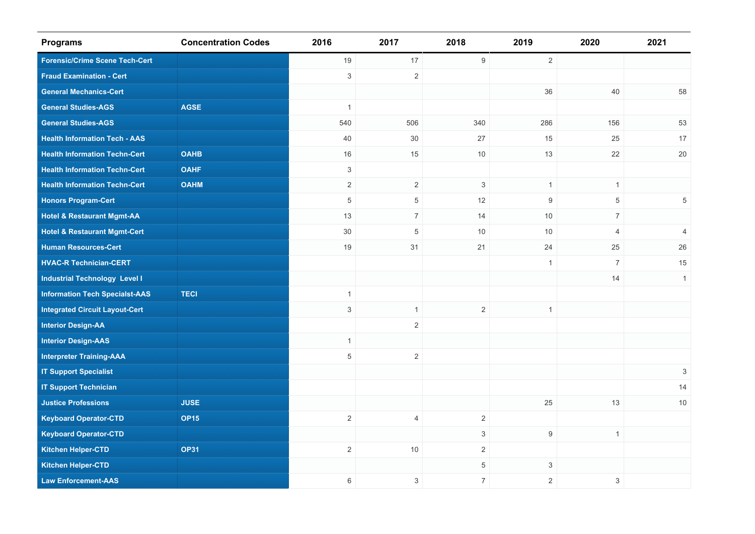| Programs | Concentration Codes | 2016 | 2017 | 2018 | 2019 | 2020 | 2021 |
|---|---|---|---|---|---|---|---|
| Forensic/Crime Scene Tech-Cert | | 19 | 17 | 9 | 2 | | |
| Fraud Examination - Cert | | 3 | 2 | | | | |
| General Mechanics-Cert | | | | | 36 | 40 | 58 |
| General Studies-AGS | AGSE | 1 | | | | | |
| General Studies-AGS | | 540 | 506 | 340 | 286 | 156 | 53 |
| Health Information Tech - AAS | | 40 | 30 | 27 | 15 | 25 | 17 |
| Health Information Techn-Cert | OAHB | 16 | 15 | 10 | 13 | 22 | 20 |
| Health Information Techn-Cert | OAHF | 3 | | | | | |
| Health Information Techn-Cert | OAHM | 2 | 2 | 3 | 1 | 1 | |
| Honors Program-Cert | | 5 | 5 | 12 | 9 | 5 | 5 |
| Hotel & Restaurant Mgmt-AA | | 13 | 7 | 14 | 10 | 7 | |
| Hotel & Restaurant Mgmt-Cert | | 30 | 5 | 10 | 10 | 4 | 4 |
| Human Resources-Cert | | 19 | 31 | 21 | 24 | 25 | 26 |
| HVAC-R Technician-CERT | | | | | 1 | 7 | 15 |
| Industrial Technology Level I | | | | | | 14 | 1 |
| Information Tech Specialst-AAS | TECI | 1 | | | | | |
| Integrated Circuit Layout-Cert | | 3 | 1 | 2 | 1 | | |
| Interior Design-AA | | | 2 | | | | |
| Interior Design-AAS | | 1 | | | | | |
| Interpreter Training-AAA | | 5 | 2 | | | | |
| IT Support Specialist | | | | | | | 3 |
| IT Support Technician | | | | | | | 14 |
| Justice Professions | JUSE | | | | 25 | 13 | 10 |
| Keyboard Operator-CTD | OP15 | 2 | 4 | 2 | | | |
| Keyboard Operator-CTD | | | | 3 | 9 | 1 | |
| Kitchen Helper-CTD | OP31 | 2 | 10 | 2 | | | |
| Kitchen Helper-CTD | | | | 5 | 3 | | |
| Law Enforcement-AAS | | 6 | 3 | 7 | 2 | 3 | |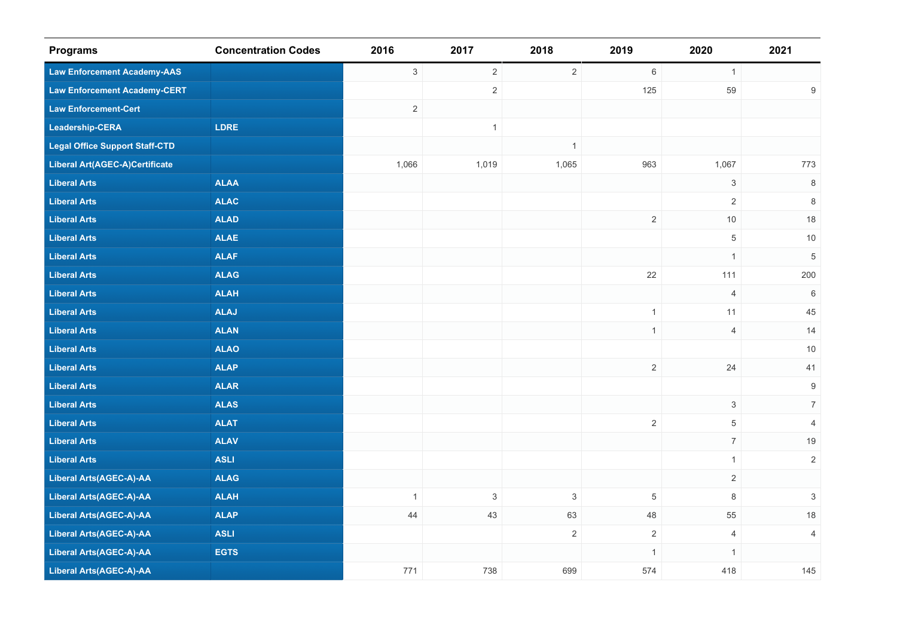| Programs | Concentration Codes | 2016 | 2017 | 2018 | 2019 | 2020 | 2021 |
|---|---|---|---|---|---|---|---|
| Law Enforcement Academy-AAS | | 3 | 2 | 2 | 6 | 1 | |
| Law Enforcement Academy-CERT | | | 2 | | 125 | 59 | 9 |
| Law Enforcement-Cert | | 2 | | | | | |
| Leadership-CERA | LDRE | | 1 | | | | |
| Legal Office Support Staff-CTD | | | | 1 | | | |
| Liberal Art(AGEC-A)Certificate | | 1,066 | 1,019 | 1,065 | 963 | 1,067 | 773 |
| Liberal Arts | ALAA | | | | | 3 | 8 |
| Liberal Arts | ALAC | | | | | 2 | 8 |
| Liberal Arts | ALAD | | | | 2 | 10 | 18 |
| Liberal Arts | ALAE | | | | | 5 | 10 |
| Liberal Arts | ALAF | | | | | 1 | 5 |
| Liberal Arts | ALAG | | | | 22 | 111 | 200 |
| Liberal Arts | ALAH | | | | | 4 | 6 |
| Liberal Arts | ALAJ | | | | 1 | 11 | 45 |
| Liberal Arts | ALAN | | | | 1 | 4 | 14 |
| Liberal Arts | ALAO | | | | | | 10 |
| Liberal Arts | ALAP | | | | 2 | 24 | 41 |
| Liberal Arts | ALAR | | | | | | 9 |
| Liberal Arts | ALAS | | | | | 3 | 7 |
| Liberal Arts | ALAT | | | | 2 | 5 | 4 |
| Liberal Arts | ALAV | | | | | 7 | 19 |
| Liberal Arts | ASLI | | | | | 1 | 2 |
| Liberal Arts(AGEC-A)-AA | ALAG | | | | | 2 | |
| Liberal Arts(AGEC-A)-AA | ALAH | 1 | 3 | 3 | 5 | 8 | 3 |
| Liberal Arts(AGEC-A)-AA | ALAP | 44 | 43 | 63 | 48 | 55 | 18 |
| Liberal Arts(AGEC-A)-AA | ASLI | | | 2 | 2 | 4 | 4 |
| Liberal Arts(AGEC-A)-AA | EGTS | | | | 1 | 1 | |
| Liberal Arts(AGEC-A)-AA | | 771 | 738 | 699 | 574 | 418 | 145 |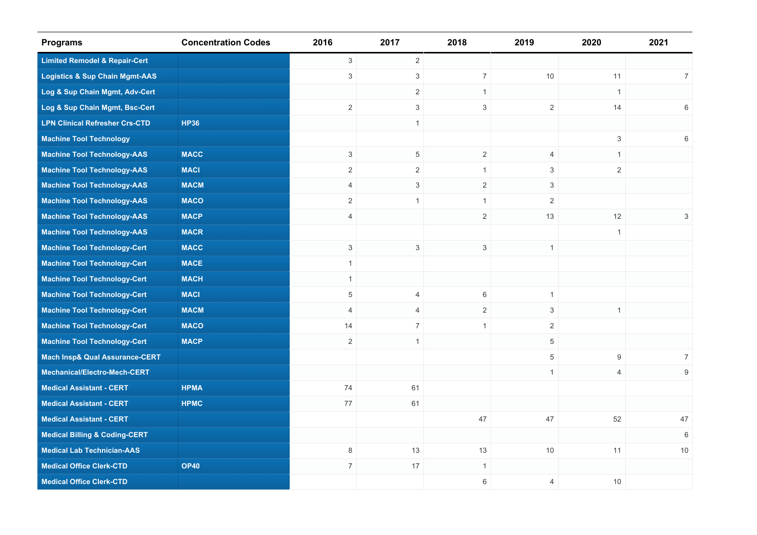| Programs | Concentration Codes | 2016 | 2017 | 2018 | 2019 | 2020 | 2021 |
|---|---|---|---|---|---|---|---|
| Limited Remodel & Repair-Cert | | 3 | 2 | | | | |
| Logistics & Sup Chain Mgmt-AAS | | 3 | 3 | 7 | 10 | 11 | 7 |
| Log & Sup Chain Mgmt, Adv-Cert | | | 2 | 1 | | 1 | |
| Log & Sup Chain Mgmt, Bsc-Cert | | 2 | 3 | 3 | 2 | 14 | 6 |
| LPN Clinical Refresher Crs-CTD | HP36 | | 1 | | | | |
| Machine Tool Technology | | | | | | 3 | 6 |
| Machine Tool Technology-AAS | MACC | 3 | 5 | 2 | 4 | 1 | |
| Machine Tool Technology-AAS | MACI | 2 | 2 | 1 | 3 | 2 | |
| Machine Tool Technology-AAS | MACM | 4 | 3 | 2 | 3 | | |
| Machine Tool Technology-AAS | MACO | 2 | 1 | 1 | 2 | | |
| Machine Tool Technology-AAS | MACP | 4 | | 2 | 13 | 12 | 3 |
| Machine Tool Technology-AAS | MACR | | | | | 1 | |
| Machine Tool Technology-Cert | MACC | 3 | 3 | 3 | 1 | | |
| Machine Tool Technology-Cert | MACE | 1 | | | | | |
| Machine Tool Technology-Cert | MACH | 1 | | | | | |
| Machine Tool Technology-Cert | MACI | 5 | 4 | 6 | 1 | | |
| Machine Tool Technology-Cert | MACM | 4 | 4 | 2 | 3 | 1 | |
| Machine Tool Technology-Cert | MACO | 14 | 7 | 1 | 2 | | |
| Machine Tool Technology-Cert | MACP | 2 | 1 | | 5 | | |
| Mach Insp& Qual Assurance-CERT | | | | | 5 | 9 | 7 |
| Mechanical/Electro-Mech-CERT | | | | | 1 | 4 | 9 |
| Medical Assistant - CERT | HPMA | 74 | 61 | | | | |
| Medical Assistant - CERT | HPMC | 77 | 61 | | | | |
| Medical Assistant - CERT | | | | 47 | 47 | 52 | 47 |
| Medical Billing & Coding-CERT | | | | | | | 6 |
| Medical Lab Technician-AAS | | 8 | 13 | 13 | 10 | 11 | 10 |
| Medical Office Clerk-CTD | OP40 | 7 | 17 | 1 | | | |
| Medical Office Clerk-CTD | | | | 6 | 4 | 10 | |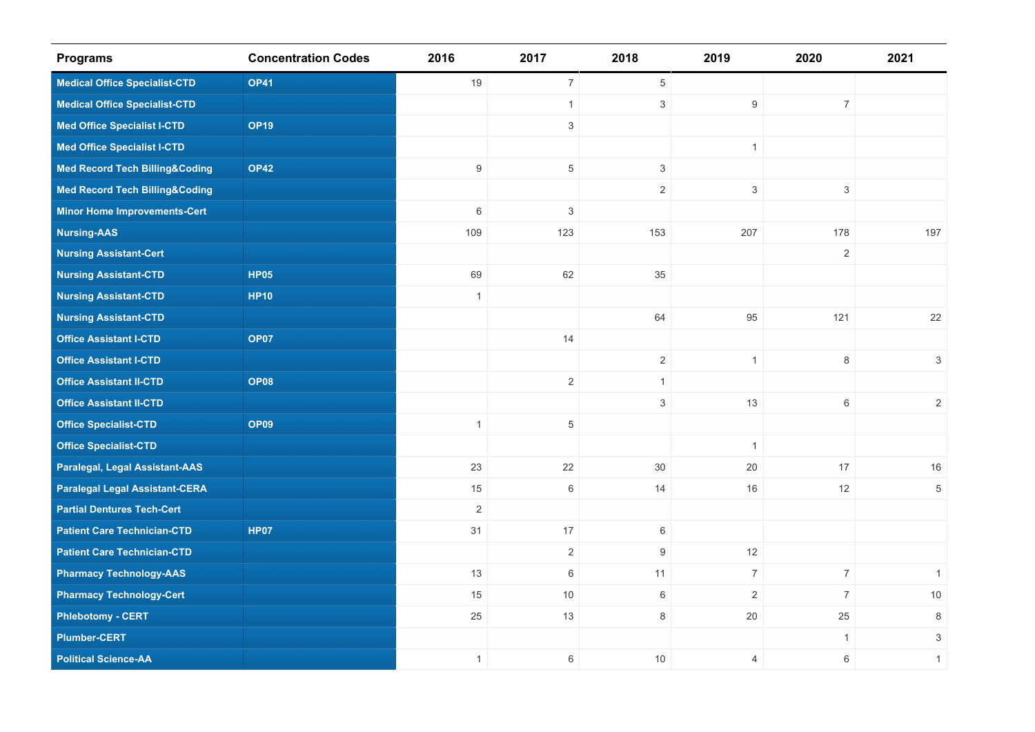| Programs | Concentration Codes | 2016 | 2017 | 2018 | 2019 | 2020 | 2021 |
|---|---|---|---|---|---|---|---|
| Medical Office Specialist-CTD | OP41 | 19 | 7 | 5 | | | |
| Medical Office Specialist-CTD | | | 1 | 3 | 9 | 7 | |
| Med Office Specialist I-CTD | OP19 | | 3 | | | | |
| Med Office Specialist I-CTD | | | | | 1 | | |
| Med Record Tech Billing&Coding | OP42 | 9 | 5 | 3 | | | |
| Med Record Tech Billing&Coding | | | | 2 | 3 | 3 | |
| Minor Home Improvements-Cert | | 6 | 3 | | | | |
| Nursing-AAS | | 109 | 123 | 153 | 207 | 178 | 197 |
| Nursing Assistant-Cert | | | | | | 2 | |
| Nursing Assistant-CTD | HP05 | 69 | 62 | 35 | | | |
| Nursing Assistant-CTD | HP10 | 1 | | | | | |
| Nursing Assistant-CTD | | | | 64 | 95 | 121 | 22 |
| Office Assistant I-CTD | OP07 | | 14 | | | | |
| Office Assistant I-CTD | | | | 2 | 1 | 8 | 3 |
| Office Assistant II-CTD | OP08 | | 2 | 1 | | | |
| Office Assistant II-CTD | | | | 3 | 13 | 6 | 2 |
| Office Specialist-CTD | OP09 | 1 | 5 | | | | |
| Office Specialist-CTD | | | | | 1 | | |
| Paralegal, Legal Assistant-AAS | | 23 | 22 | 30 | 20 | 17 | 16 |
| Paralegal Legal Assistant-CERA | | 15 | 6 | 14 | 16 | 12 | 5 |
| Partial Dentures Tech-Cert | | 2 | | | | | |
| Patient Care Technician-CTD | HP07 | 31 | 17 | 6 | | | |
| Patient Care Technician-CTD | | | 2 | 9 | 12 | | |
| Pharmacy Technology-AAS | | 13 | 6 | 11 | 7 | 7 | 1 |
| Pharmacy Technology-Cert | | 15 | 10 | 6 | 2 | 7 | 10 |
| Phlebotomy - CERT | | 25 | 13 | 8 | 20 | 25 | 8 |
| Plumber-CERT | | | | | | 1 | 3 |
| Political Science-AA | | 1 | 6 | 10 | 4 | 6 | 1 |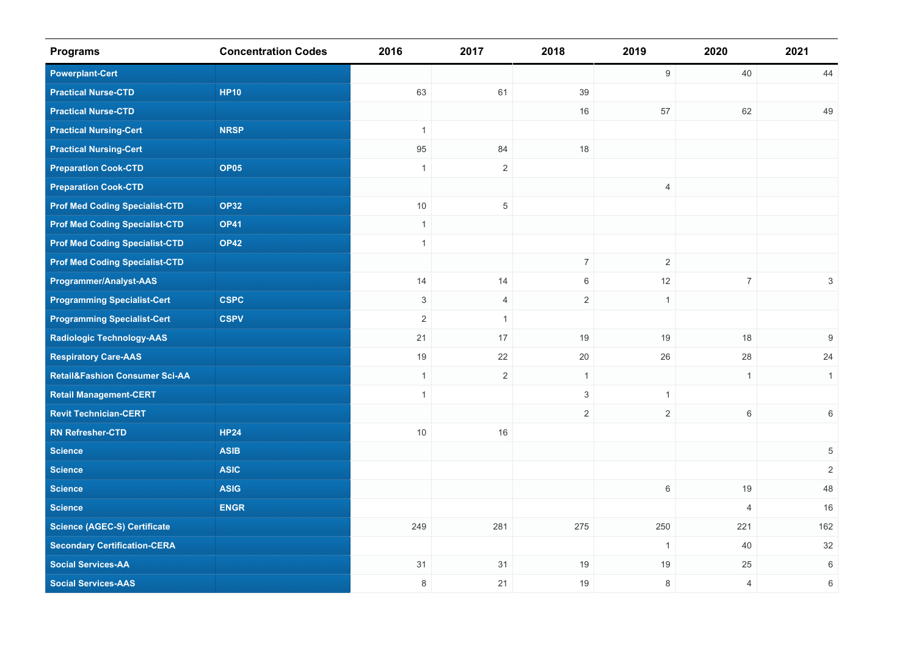| Programs | Concentration Codes | 2016 | 2017 | 2018 | 2019 | 2020 | 2021 |
|---|---|---|---|---|---|---|---|
| Powerplant-Cert | | | | | 9 | 40 | 44 |
| Practical Nurse-CTD | HP10 | 63 | 61 | 39 | | | |
| Practical Nurse-CTD | | | | 16 | 57 | 62 | 49 |
| Practical Nursing-Cert | NRSP | 1 | | | | | |
| Practical Nursing-Cert | | 95 | 84 | 18 | | | |
| Preparation Cook-CTD | OP05 | 1 | 2 | | | | |
| Preparation Cook-CTD | | | | | 4 | | |
| Prof Med Coding Specialist-CTD | OP32 | 10 | 5 | | | | |
| Prof Med Coding Specialist-CTD | OP41 | 1 | | | | | |
| Prof Med Coding Specialist-CTD | OP42 | 1 | | | | | |
| Prof Med Coding Specialist-CTD | | | | 7 | 2 | | |
| Programmer/Analyst-AAS | | 14 | 14 | 6 | 12 | 7 | 3 |
| Programming Specialist-Cert | CSPC | 3 | 4 | 2 | 1 | | |
| Programming Specialist-Cert | CSPV | 2 | 1 | | | | |
| Radiologic Technology-AAS | | 21 | 17 | 19 | 19 | 18 | 9 |
| Respiratory Care-AAS | | 19 | 22 | 20 | 26 | 28 | 24 |
| Retail&Fashion Consumer Sci-AA | | 1 | 2 | 1 | | 1 | 1 |
| Retail Management-CERT | | 1 | | 3 | 1 | | |
| Revit Technician-CERT | | | | 2 | 2 | 6 | 6 |
| RN Refresher-CTD | HP24 | 10 | 16 | | | | |
| Science | ASIB | | | | | | 5 |
| Science | ASIC | | | | | | 2 |
| Science | ASIG | | | | 6 | 19 | 48 |
| Science | ENGR | | | | | 4 | 16 |
| Science (AGEC-S) Certificate | | 249 | 281 | 275 | 250 | 221 | 162 |
| Secondary Certification-CERA | | | | | 1 | 40 | 32 |
| Social Services-AA | | 31 | 31 | 19 | 19 | 25 | 6 |
| Social Services-AAS | | 8 | 21 | 19 | 8 | 4 | 6 |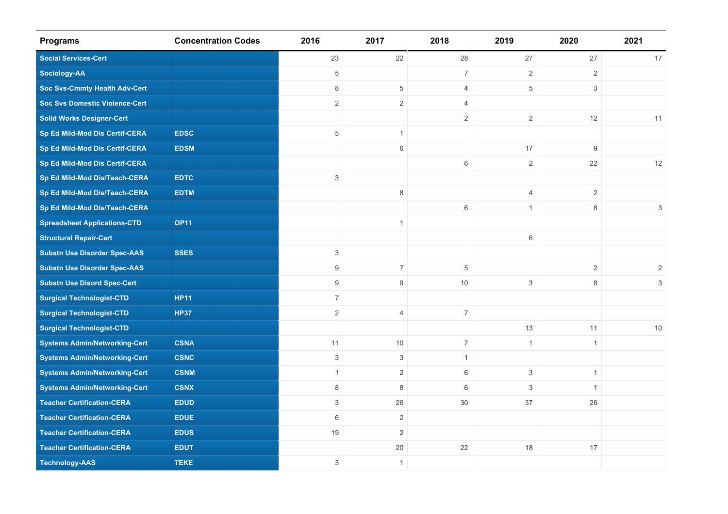| Programs | Concentration Codes | 2016 | 2017 | 2018 | 2019 | 2020 | 2021 |
|---|---|---|---|---|---|---|---|
| Social Services-Cert | | 23 | 22 | 28 | 27 | 27 | 17 |
| Sociology-AA | | 5 | | 7 | 2 | 2 | |
| Soc Svs-Cmmty Health Adv-Cert | | 8 | 5 | 4 | 5 | 3 | |
| Soc Svs Domestic Violence-Cert | | 2 | 2 | 4 | | | |
| Solid Works Designer-Cert | | | | 2 | 2 | 12 | 11 |
| Sp Ed Mild-Mod Dis Certif-CERA | EDSC | 5 | 1 | | | | |
| Sp Ed Mild-Mod Dis Certif-CERA | EDSM | | 6 | | 17 | 9 | |
| Sp Ed Mild-Mod Dis Certif-CERA | | | | 6 | 2 | 22 | 12 |
| Sp Ed Mild-Mod Dis/Teach-CERA | EDTC | 3 | | | | | |
| Sp Ed Mild-Mod Dis/Teach-CERA | EDTM | | 8 | | 4 | 2 | |
| Sp Ed Mild-Mod Dis/Teach-CERA | | | | 6 | 1 | 8 | 3 |
| Spreadsheet Applications-CTD | OP11 | | 1 | | | | |
| Structural Repair-Cert | | | | | 6 | | |
| Substn Use Disorder Spec-AAS | SSES | 3 | | | | | |
| Substn Use Disorder Spec-AAS | | 9 | 7 | 5 | | 2 | 2 |
| Substn Use Disord Spec-Cert | | 9 | 9 | 10 | 3 | 8 | 3 |
| Surgical Technologist-CTD | HP11 | 7 | | | | | |
| Surgical Technologist-CTD | HP37 | 2 | 4 | 7 | | | |
| Surgical Technologist-CTD | | | | | 13 | 11 | 10 |
| Systems Admin/Networking-Cert | CSNA | 11 | 10 | 7 | 1 | 1 | |
| Systems Admin/Networking-Cert | CSNC | 3 | 3 | 1 | | | |
| Systems Admin/Networking-Cert | CSNM | 1 | 2 | 6 | 3 | 1 | |
| Systems Admin/Networking-Cert | CSNX | 8 | 8 | 6 | 3 | 1 | |
| Teacher Certification-CERA | EDUD | 3 | 26 | 30 | 37 | 26 | |
| Teacher Certification-CERA | EDUE | 6 | 2 | | | | |
| Teacher Certification-CERA | EDUS | 19 | 2 | | | | |
| Teacher Certification-CERA | EDUT | | 20 | 22 | 18 | 17 | |
| Technology-AAS | TEKE | 3 | 1 | | | | |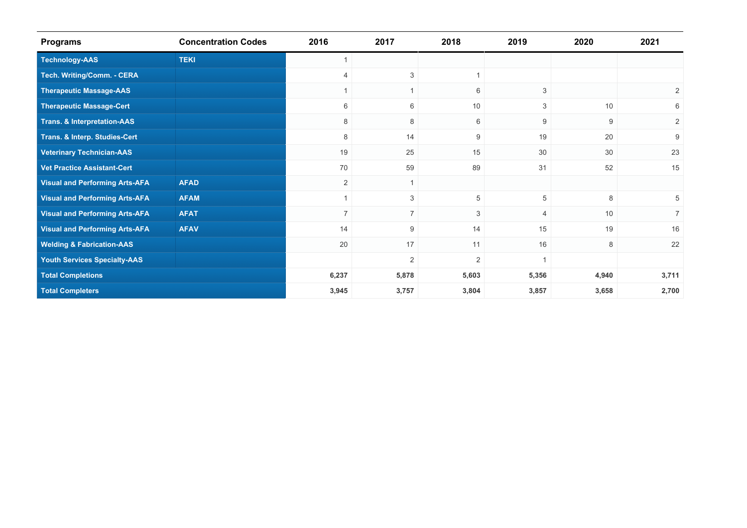| Programs | Concentration Codes | 2016 | 2017 | 2018 | 2019 | 2020 | 2021 |
|---|---|---|---|---|---|---|---|
| Technology-AAS | TEKI | 1 | | | | | |
| Tech. Writing/Comm. - CERA | | 4 | 3 | 1 | | | |
| Therapeutic Massage-AAS | | 1 | 1 | 6 | 3 | | 2 |
| Therapeutic Massage-Cert | | 6 | 6 | 10 | 3 | 10 | 6 |
| Trans. & Interpretation-AAS | | 8 | 8 | 6 | 9 | 9 | 2 |
| Trans. & Interp. Studies-Cert | | 8 | 14 | 9 | 19 | 20 | 9 |
| Veterinary Technician-AAS | | 19 | 25 | 15 | 30 | 30 | 23 |
| Vet Practice Assistant-Cert | | 70 | 59 | 89 | 31 | 52 | 15 |
| Visual and Performing Arts-AFA | AFAD | 2 | 1 | | | | |
| Visual and Performing Arts-AFA | AFAM | 1 | 3 | 5 | 5 | 8 | 5 |
| Visual and Performing Arts-AFA | AFAT | 7 | 7 | 3 | 4 | 10 | 7 |
| Visual and Performing Arts-AFA | AFAV | 14 | 9 | 14 | 15 | 19 | 16 |
| Welding & Fabrication-AAS | | 20 | 17 | 11 | 16 | 8 | 22 |
| Youth Services Specialty-AAS | | | 2 | 2 | 1 | | |
| **Total Completions** | | **6,237** | **5,878** | **5,603** | **5,356** | **4,940** | **3,711** |
| **Total Completers** | | **3,945** | **3,757** | **3,804** | **3,857** | **3,658** | **2,700** |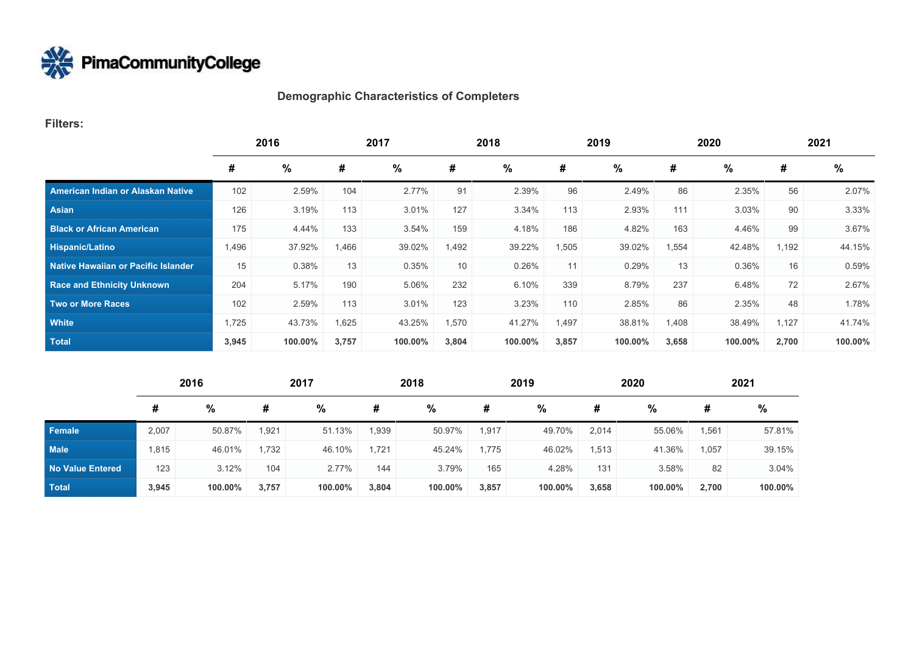PimaCommunityCollege

## Demographic Characteristics of Completers

**Filters:**

| | 2016 | | 2017 | | 2018 | | 2019 | | 2020 | | 2021 | |
|---|---|---|---|---|---|---|---|---|---|---|---|---|
| | # | % | # | % | # | % | # | % | # | % | # | % |
| American Indian or Alaskan Native | 102 | 2.59% | 104 | 2.77% | 91 | 2.39% | 96 | 2.49% | 86 | 2.35% | 56 | 2.07% |
| Asian | 126 | 3.19% | 113 | 3.01% | 127 | 3.34% | 113 | 2.93% | 111 | 3.03% | 90 | 3.33% |
| Black or African American | 175 | 4.44% | 133 | 3.54% | 159 | 4.18% | 186 | 4.82% | 163 | 4.46% | 99 | 3.67% |
| Hispanic/Latino | 1,496 | 37.92% | 1,466 | 39.02% | 1,492 | 39.22% | 1,505 | 39.02% | 1,554 | 42.48% | 1,192 | 44.15% |
| Native Hawaiian or Pacific Islander | 15 | 0.38% | 13 | 0.35% | 10 | 0.26% | 11 | 0.29% | 13 | 0.36% | 16 | 0.59% |
| Race and Ethnicity Unknown | 204 | 5.17% | 190 | 5.06% | 232 | 6.10% | 339 | 8.79% | 237 | 6.48% | 72 | 2.67% |
| Two or More Races | 102 | 2.59% | 113 | 3.01% | 123 | 3.23% | 110 | 2.85% | 86 | 2.35% | 48 | 1.78% |
| White | 1,725 | 43.73% | 1,625 | 43.25% | 1,570 | 41.27% | 1,497 | 38.81% | 1,408 | 38.49% | 1,127 | 41.74% |
| **Total** | **3,945** | **100.00%** | **3,757** | **100.00%** | **3,804** | **100.00%** | **3,857** | **100.00%** | **3,658** | **100.00%** | **2,700** | **100.00%** |

| | 2016 | | 2017 | | 2018 | | 2019 | | 2020 | | 2021 | |
|---|---|---|---|---|---|---|---|---|---|---|---|---|
| | # | % | # | % | # | % | # | % | # | % | # | % |
| Female | 2,007 | 50.87% | 1,921 | 51.13% | 1,939 | 50.97% | 1,917 | 49.70% | 2,014 | 55.06% | 1,561 | 57.81% |
| Male | 1,815 | 46.01% | 1,732 | 46.10% | 1,721 | 45.24% | 1,775 | 46.02% | 1,513 | 41.36% | 1,057 | 39.15% |
| No Value Entered | 123 | 3.12% | 104 | 2.77% | 144 | 3.79% | 165 | 4.28% | 131 | 3.58% | 82 | 3.04% |
| **Total** | **3,945** | **100.00%** | **3,757** | **100.00%** | **3,804** | **100.00%** | **3,857** | **100.00%** | **3,658** | **100.00%** | **2,700** | **100.00%** |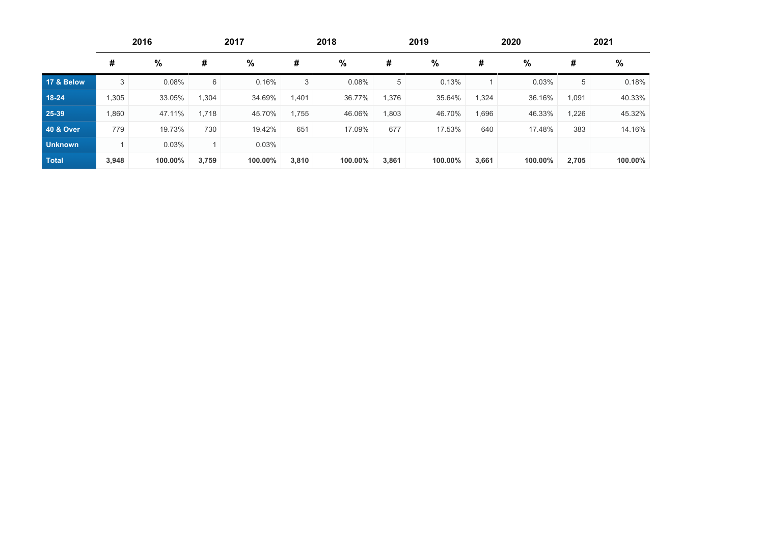| | 2016 | | 2017 | | 2018 | | 2019 | | 2020 | | 2021 | |
|---|---|---|---|---|---|---|---|---|---|---|---|---|
| | # | % | # | % | # | % | # | % | # | % | # | % |
| 17 & Below | 3 | 0.08% | 6 | 0.16% | 3 | 0.08% | 5 | 0.13% | 1 | 0.03% | 5 | 0.18% |
| 18-24 | 1,305 | 33.05% | 1,304 | 34.69% | 1,401 | 36.77% | 1,376 | 35.64% | 1,324 | 36.16% | 1,091 | 40.33% |
| 25-39 | 1,860 | 47.11% | 1,718 | 45.70% | 1,755 | 46.06% | 1,803 | 46.70% | 1,696 | 46.33% | 1,226 | 45.32% |
| 40 & Over | 779 | 19.73% | 730 | 19.42% | 651 | 17.09% | 677 | 17.53% | 640 | 17.48% | 383 | 14.16% |
| Unknown | 1 | 0.03% | 1 | 0.03% | | | | | | | | |
| **Total** | **3,948** | **100.00%** | **3,759** | **100.00%** | **3,810** | **100.00%** | **3,861** | **100.00%** | **3,661** | **100.00%** | **2,705** | **100.00%** |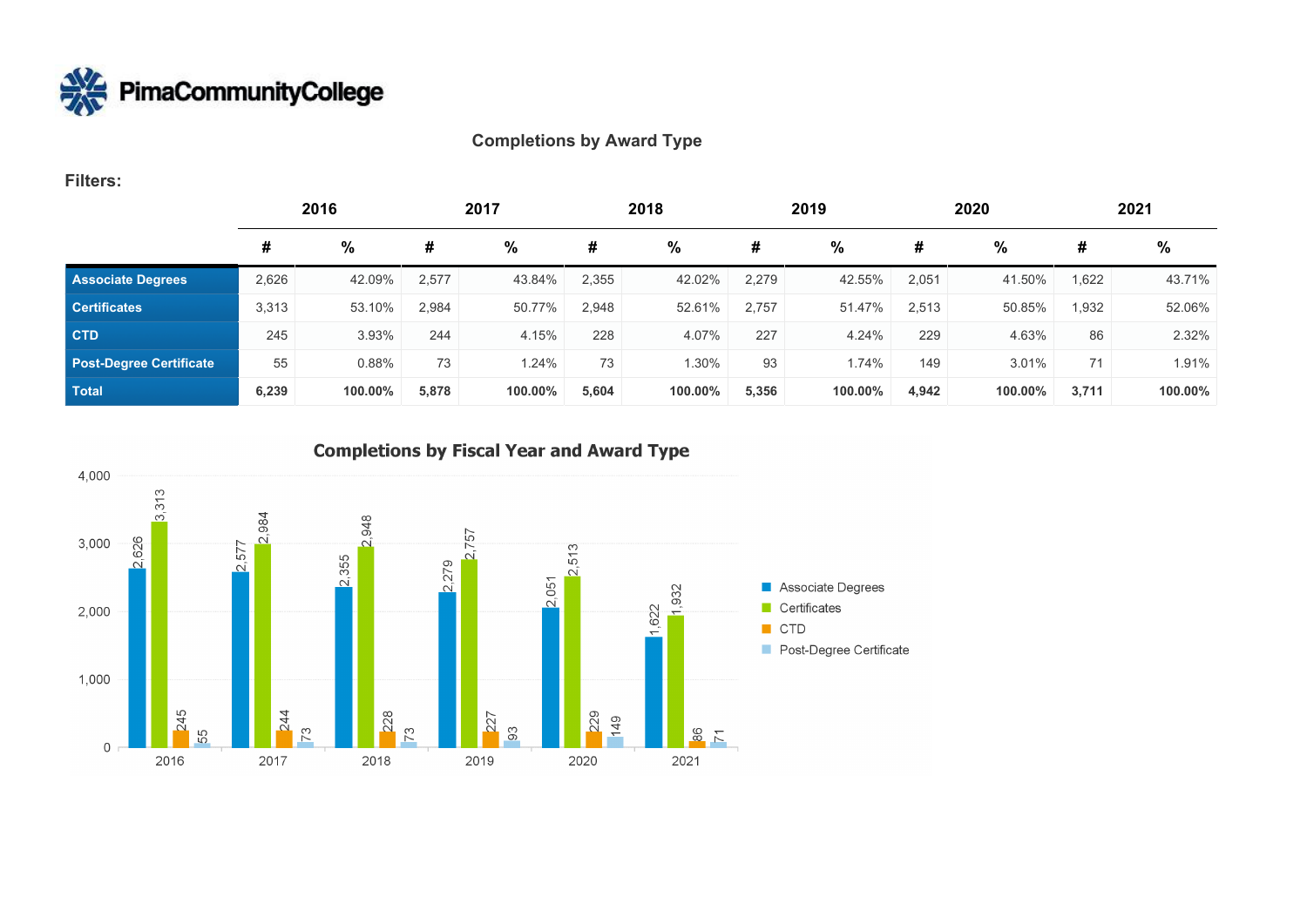PimaCommunityCollege

## Completions by Award Type

**Filters:**

| | 2016 | | 2017 | | 2018 | | 2019 | | 2020 | | 2021 | |
|---|---|---|---|---|---|---|---|---|---|---|---|---|
| | # | % | # | % | # | % | # | % | # | % | # | % |
| **Associate Degrees** | 2,626 | 42.09% | 2,577 | 43.84% | 2,355 | 42.02% | 2,279 | 42.55% | 2,051 | 41.50% | 1,622 | 43.71% |
| **Certificates** | 3,313 | 53.10% | 2,984 | 50.77% | 2,948 | 52.61% | 2,757 | 51.47% | 2,513 | 50.85% | 1,932 | 52.06% |
| **CTD** | 245 | 3.93% | 244 | 4.15% | 228 | 4.07% | 227 | 4.24% | 229 | 4.63% | 86 | 2.32% |
| **Post-Degree Certificate** | 55 | 0.88% | 73 | 1.24% | 73 | 1.30% | 93 | 1.74% | 149 | 3.01% | 71 | 1.91% |
| **Total** | **6,239** | **100.00%** | **5,878** | **100.00%** | **5,604** | **100.00%** | **5,356** | **100.00%** | **4,942** | **100.00%** | **3,711** | **100.00%** |

**Completions by Fiscal Year and Award Type**

4,000
3,000
2,000
1,000
0

2016: 2,626 3,313 245 55
2017: 2,577 2,984 244 73
2018: 2,355 2,948 228 73
2019: 2,279 2,757 227 93
2020: 2,051 2,513 229 149
2021: 1,622 1,932 86 71

Associate Degrees
Certificates
CTD
Post-Degree Certificate